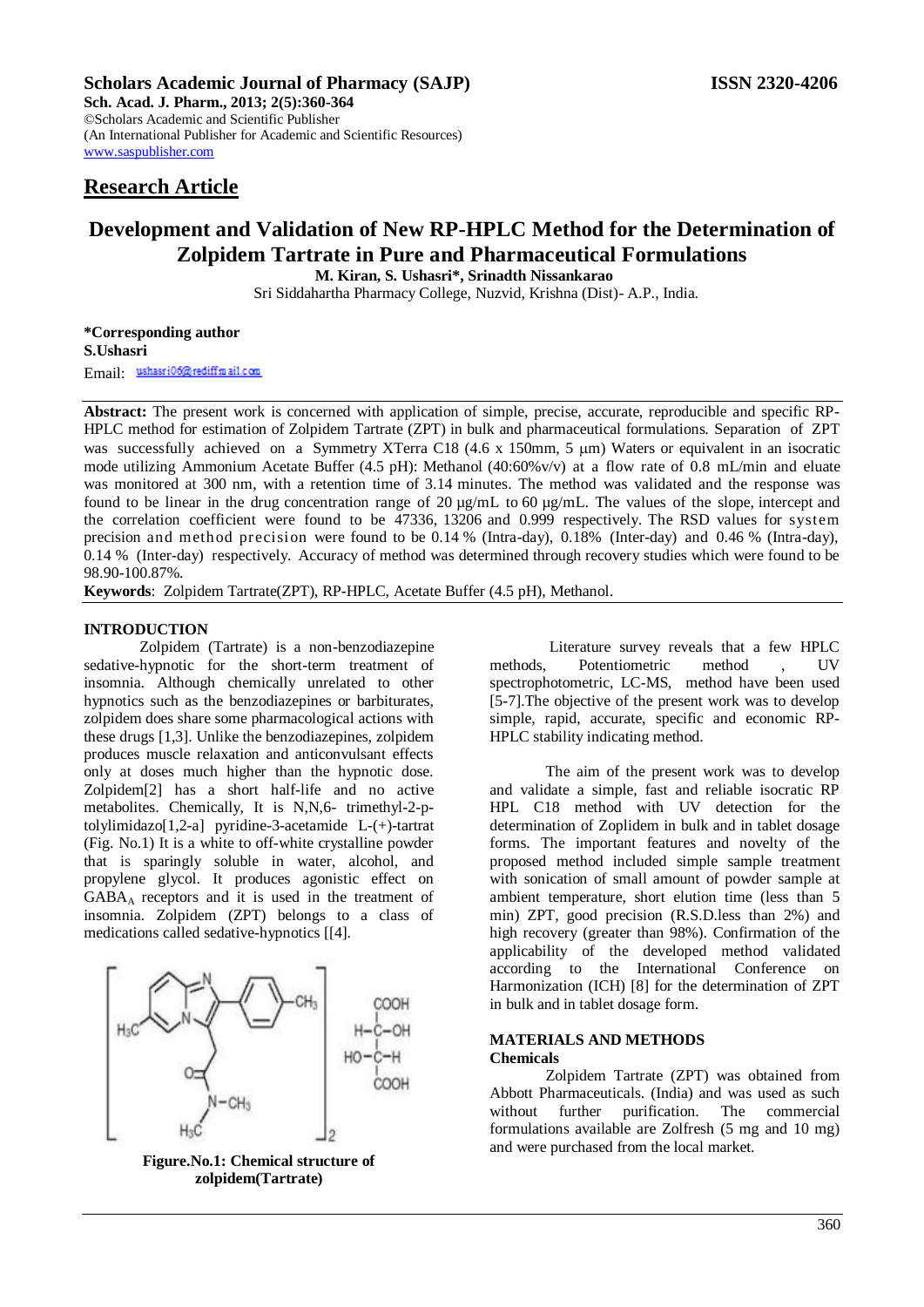**Scholars Academic Journal of Pharmacy (SAJP)** **ISSN 2320-4206**

**Sch. Acad. J. Pharm., 2013; 2(5):360-364**

©Scholars Academic and Scientific Publisher

(An International Publisher for Academic and Scientific Resources)

www.saspublisher.com

## Research Article

# Development and Validation of New RP-HPLC Method for the Determination of Zolpidem Tartrate in Pure and Pharmaceutical Formulations

**M. Kiran, S. Ushasri\*, Srinadth Nissankarao**

Sri Siddahartha Pharmacy College, Nuzvid, Krishna (Dist)- A.P., India.

**\*Corresponding author**

**S.Ushasri**

Email: ushasri06@rediffmail.com

**Abstract:** The present work is concerned with application of simple, precise, accurate, reproducible and specific RP-HPLC method for estimation of Zolpidem Tartrate (ZPT) in bulk and pharmaceutical formulations. Separation of ZPT was successfully achieved on a Symmetry XTerra C18 (4.6 x 150mm, 5 µm) Waters or equivalent in an isocratic mode utilizing Ammonium Acetate Buffer (4.5 pH): Methanol (40:60%v/v) at a flow rate of 0.8 mL/min and eluate was monitored at 300 nm, with a retention time of 3.14 minutes. The method was validated and the response was found to be linear in the drug concentration range of 20 µg/mL to 60 µg/mL. The values of the slope, intercept and the correlation coefficient were found to be 47336, 13206 and 0.999 respectively. The RSD values for system precision and method precision were found to be 0.14 % (Intra-day), 0.18% (Inter-day) and 0.46 % (Intra-day), 0.14 % (Inter-day) respectively. Accuracy of method was determined through recovery studies which were found to be 98.90-100.87%.

**Keywords**: Zolpidem Tartrate(ZPT), RP-HPLC, Acetate Buffer (4.5 pH), Methanol.

## INTRODUCTION

Zolpidem (Tartrate) is a non-benzodiazepine sedative-hypnotic for the short-term treatment of insomnia. Although chemically unrelated to other hypnotics such as the benzodiazepines or barbiturates, zolpidem does share some pharmacological actions with these drugs [1,3]. Unlike the benzodiazepines, zolpidem produces muscle relaxation and anticonvulsant effects only at doses much higher than the hypnotic dose. Zolpidem[2] has a short half-life and no active metabolites. Chemically, It is N,N,6- trimethyl-2-p-tolylimidazo[1,2-a] pyridine-3-acetamide L-(+)-tartrat (Fig. No.1) It is a white to off-white crystalline powder that is sparingly soluble in water, alcohol, and propylene glycol. It produces agonistic effect on $GABA_A$ receptors and it is used in the treatment of insomnia. Zolpidem (ZPT) belongs to a class of medications called sedative-hypnotics [[4].

**Figure.No.1: Chemical structure of zolpidem(Tartrate)**

Literature survey reveals that a few HPLC methods, Potentiometric method , UV spectrophotometric, LC-MS, method have been used [5-7].The objective of the present work was to develop simple, rapid, accurate, specific and economic RP-HPLC stability indicating method.

The aim of the present work was to develop and validate a simple, fast and reliable isocratic RP HPL C18 method with UV detection for the determination of Zoplidem in bulk and in tablet dosage forms. The important features and novelty of the proposed method included simple sample treatment with sonication of small amount of powder sample at ambient temperature, short elution time (less than 5 min) ZPT, good precision (R.S.D.less than 2%) and high recovery (greater than 98%). Confirmation of the applicability of the developed method validated according to the International Conference on Harmonization (ICH) [8] for the determination of ZPT in bulk and in tablet dosage form.

## MATERIALS AND METHODS

### Chemicals

Zolpidem Tartrate (ZPT) was obtained from Abbott Pharmaceuticals. (India) and was used as such without further purification. The commercial formulations available are Zolfresh (5 mg and 10 mg) and were purchased from the local market.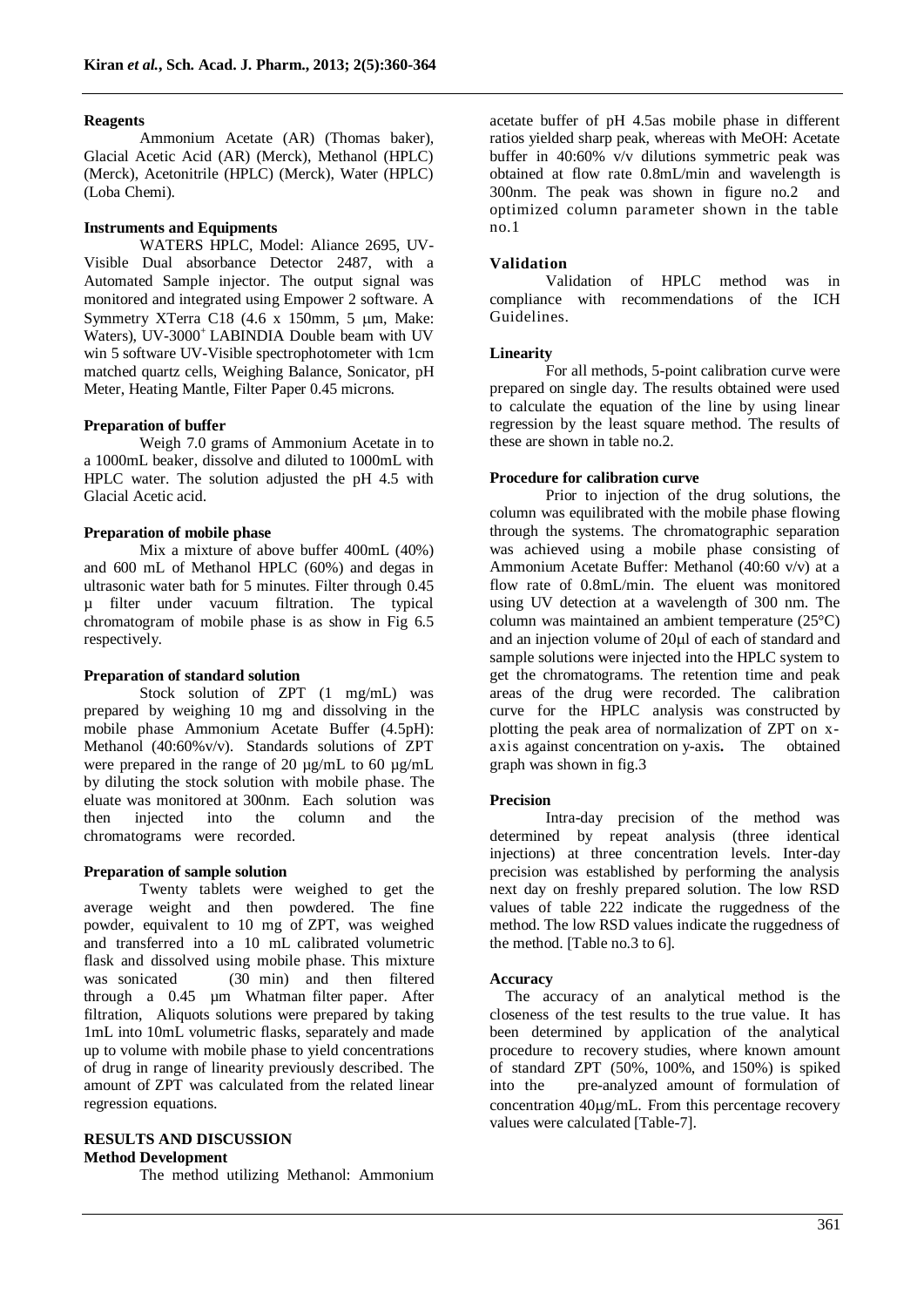### Reagents

Ammonium Acetate (AR) (Thomas baker), Glacial Acetic Acid (AR) (Merck), Methanol (HPLC) (Merck), Acetonitrile (HPLC) (Merck), Water (HPLC) (Loba Chemi).

### Instruments and Equipments

WATERS HPLC, Model: Aliance 2695, UV-Visible Dual absorbance Detector 2487, with a Automated Sample injector. The output signal was monitored and integrated using Empower 2 software. A Symmetry XTerra C18 (4.6 x 150mm, 5 µm, Make: Waters), UV-3000$^+$ LABINDIA Double beam with UV win 5 software UV-Visible spectrophotometer with 1cm matched quartz cells, Weighing Balance, Sonicator, pH Meter, Heating Mantle, Filter Paper 0.45 microns.

### Preparation of buffer

Weigh 7.0 grams of Ammonium Acetate in to a 1000mL beaker, dissolve and diluted to 1000mL with HPLC water. The solution adjusted the pH 4.5 with Glacial Acetic acid.

### Preparation of mobile phase

Mix a mixture of above buffer 400mL (40%) and 600 mL of Methanol HPLC (60%) and degas in ultrasonic water bath for 5 minutes. Filter through 0.45 µ filter under vacuum filtration. The typical chromatogram of mobile phase is as show in Fig 6.5 respectively.

### Preparation of standard solution

Stock solution of ZPT (1 mg/mL) was prepared by weighing 10 mg and dissolving in the mobile phase Ammonium Acetate Buffer (4.5pH): Methanol (40:60%v/v). Standards solutions of ZPT were prepared in the range of 20 µg/mL to 60 µg/mL by diluting the stock solution with mobile phase. The eluate was monitored at 300nm. Each solution was then injected into the column and the chromatograms were recorded.

### Preparation of sample solution

Twenty tablets were weighed to get the average weight and then powdered. The fine powder, equivalent to 10 mg of ZPT, was weighed and transferred into a 10 mL calibrated volumetric flask and dissolved using mobile phase. This mixture was sonicated (30 min) and then filtered through a 0.45 µm Whatman filter paper. After filtration, Aliquots solutions were prepared by taking 1mL into 10mL volumetric flasks, separately and made up to volume with mobile phase to yield concentrations of drug in range of linearity previously described. The amount of ZPT was calculated from the related linear regression equations.

## RESULTS AND DISCUSSION

### Method Development

The method utilizing Methanol: Ammonium acetate buffer of pH 4.5as mobile phase in different ratios yielded sharp peak, whereas with MeOH: Acetate buffer in 40:60% v/v dilutions symmetric peak was obtained at flow rate 0.8mL/min and wavelength is 300nm. The peak was shown in figure no.2 and optimized column parameter shown in the table no.1

### Validation

Validation of HPLC method was in compliance with recommendations of the ICH Guidelines.

### Linearity

For all methods, 5-point calibration curve were prepared on single day. The results obtained were used to calculate the equation of the line by using linear regression by the least square method. The results of these are shown in table no.2.

### Procedure for calibration curve

Prior to injection of the drug solutions, the column was equilibrated with the mobile phase flowing through the systems. The chromatographic separation was achieved using a mobile phase consisting of Ammonium Acetate Buffer: Methanol (40:60 v/v) at a flow rate of 0.8mL/min. The eluent was monitored using UV detection at a wavelength of 300 nm. The column was maintained an ambient temperature (25°C) and an injection volume of 20µl of each of standard and sample solutions were injected into the HPLC system to get the chromatograms. The retention time and peak areas of the drug were recorded. The calibration curve for the HPLC analysis was constructed by plotting the peak area of normalization of ZPT on x-axis against concentration on y-axis**.** The obtained graph was shown in fig.3

### Precision

Intra-day precision of the method was determined by repeat analysis (three identical injections) at three concentration levels. Inter-day precision was established by performing the analysis next day on freshly prepared solution. The low RSD values of table 222 indicate the ruggedness of the method. The low RSD values indicate the ruggedness of the method. [Table no.3 to 6].

### Accuracy

The accuracy of an analytical method is the closeness of the test results to the true value. It has been determined by application of the analytical procedure to recovery studies, where known amount of standard ZPT (50%, 100%, and 150%) is spiked into the pre-analyzed amount of formulation of concentration 40µg/mL. From this percentage recovery values were calculated [Table-7].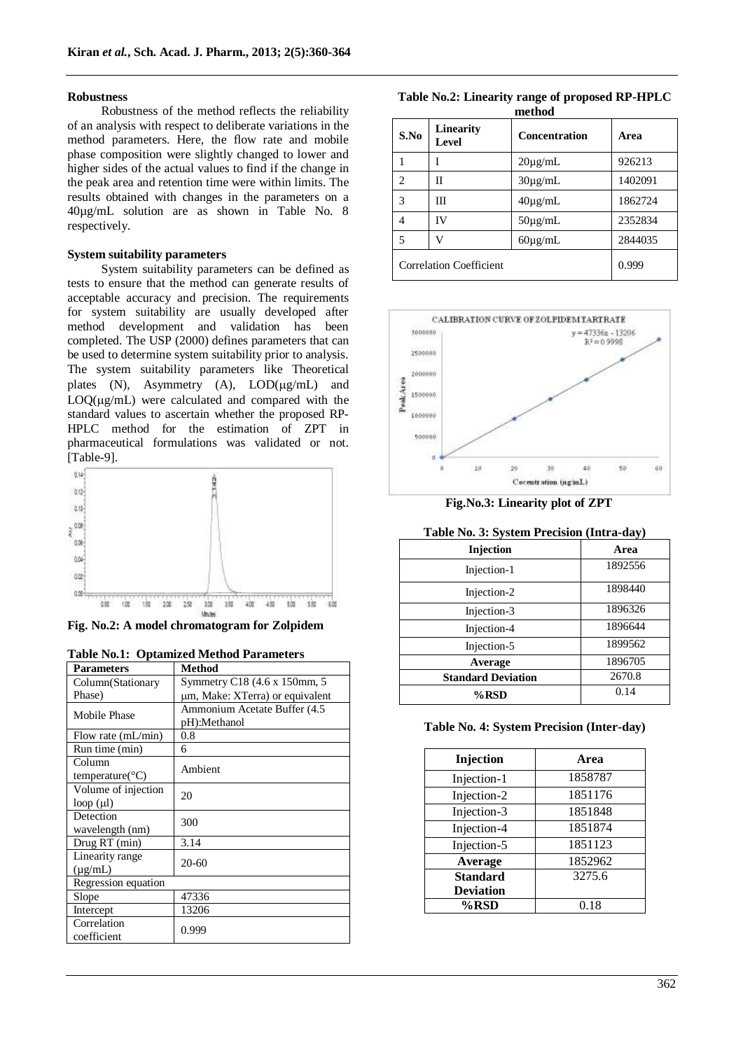### Robustness

Robustness of the method reflects the reliability of an analysis with respect to deliberate variations in the method parameters. Here, the flow rate and mobile phase composition were slightly changed to lower and higher sides of the actual values to find if the change in the peak area and retention time were within limits. The results obtained with changes in the parameters on a 40µg/mL solution are as shown in Table No. 8 respectively.

### System suitability parameters

System suitability parameters can be defined as tests to ensure that the method can generate results of acceptable accuracy and precision. The requirements for system suitability are usually developed after method development and validation has been completed. The USP (2000) defines parameters that can be used to determine system suitability prior to analysis. The system suitability parameters like Theoretical plates (N), Asymmetry (A), LOD(µg/mL) and LOQ(µg/mL) were calculated and compared with the standard values to ascertain whether the proposed RP-HPLC method for the estimation of ZPT in pharmaceutical formulations was validated or not. [Table-9].

**Fig. No.2: A model chromatogram for Zolpidem**

**Table No.1: Optamized Method Parameters**

| Parameters | Method |
|---|---|
| Column(Stationary Phase) | Symmetry C18 (4.6 x 150mm, 5 µm, Make: XTerra) or equivalent |
| Mobile Phase | Ammonium Acetate Buffer (4.5 pH):Methanol |
| Flow rate (mL/min) | 0.8 |
| Run time (min) | 6 |
| Column temperature(°C) | Ambient |
| Volume of injection loop (µl) | 20 |
| Detection wavelength (nm) | 300 |
| Drug RT (min) | 3.14 |
| Linearity range (µg/mL) | 20-60 |
| Regression equation | |
| Slope | 47336 |
| Intercept | 13206 |
| Correlation coefficient | 0.999 |

**Table No.2: Linearity range of proposed RP-HPLC method**

| S.No | Linearity Level | Concentration | Area |
|---|---|---|---|
| 1 | I | 20µg/mL | 926213 |
| 2 | II | 30µg/mL | 1402091 |
| 3 | III | 40µg/mL | 1862724 |
| 4 | IV | 50µg/mL | 2352834 |
| 5 | V | 60µg/mL | 2844035 |
| Correlation Coefficient | | | 0.999 |

**Fig.No.3: Linearity plot of ZPT**

**Table No. 3: System Precision (Intra-day)**

| Injection | Area |
|---|---|
| Injection-1 | 1892556 |
| Injection-2 | 1898440 |
| Injection-3 | 1896326 |
| Injection-4 | 1896644 |
| Injection-5 | 1899562 |
| **Average** | 1896705 |
| **Standard Deviation** | 2670.8 |
| **%RSD** | 0.14 |

**Table No. 4: System Precision (Inter-day)**

| Injection | Area |
|---|---|
| Injection-1 | 1858787 |
| Injection-2 | 1851176 |
| Injection-3 | 1851848 |
| Injection-4 | 1851874 |
| Injection-5 | 1851123 |
| **Average** | 1852962 |
| **Standard Deviation** | 3275.6 |
| **%RSD** | 0.18 |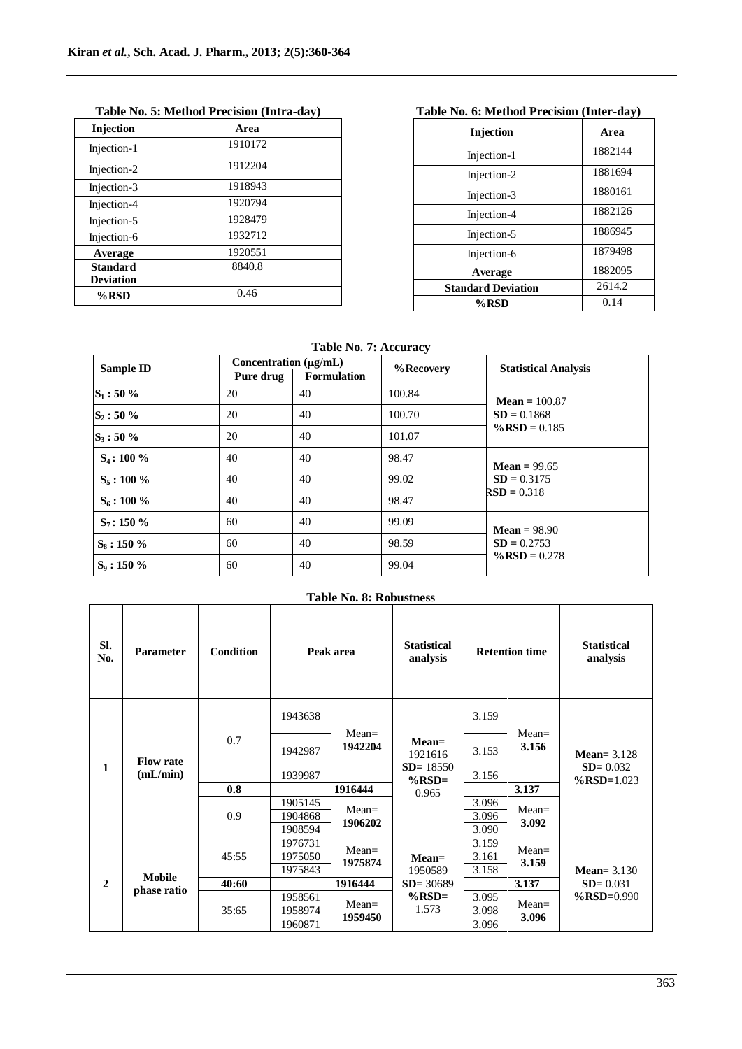**Table No. 5: Method Precision (Intra-day)**

| Injection | Area |
|---|---|
| Injection-1 | 1910172 |
| Injection-2 | 1912204 |
| Injection-3 | 1918943 |
| Injection-4 | 1920794 |
| Injection-5 | 1928479 |
| Injection-6 | 1932712 |
| **Average** | 1920551 |
| **Standard Deviation** | 8840.8 |
| **%RSD** | 0.46 |

**Table No. 6: Method Precision (Inter-day)**

| Injection | Area |
|---|---|
| Injection-1 | 1882144 |
| Injection-2 | 1881694 |
| Injection-3 | 1880161 |
| Injection-4 | 1882126 |
| Injection-5 | 1886945 |
| Injection-6 | 1879498 |
| **Average** | 1882095 |
| **Standard Deviation** | 2614.2 |
| **%RSD** | 0.14 |

**Table No. 7: Accuracy**

| Sample ID | Concentration (μg/mL) | | %Recovery | Statistical Analysis |
|---|---|---|---|---|
| | Pure drug | Formulation | | |
| **$S_1$ : 50 %** | 20 | 40 | 100.84 | **Mean** = 100.87 **SD** = 0.1868 **%RSD** = 0.185 |
| **$S_2$ : 50 %** | 20 | 40 | 100.70 | |
| **$S_3$ : 50 %** | 20 | 40 | 101.07 | |
| **$S_4$ : 100 %** | 40 | 40 | 98.47 | **Mean** = 99.65 **SD** = 0.3175 **RSD** = 0.318 |
| **$S_5$ : 100 %** | 40 | 40 | 99.02 | |
| **$S_6$ : 100 %** | 40 | 40 | 98.47 | |
| **$S_7$ : 150 %** | 60 | 40 | 99.09 | **Mean** = 98.90 **SD** = 0.2753 **%RSD** = 0.278 |
| **$S_8$ : 150 %** | 60 | 40 | 98.59 | |
| **$S_9$ : 150 %** | 60 | 40 | 99.04 | |

**Table No. 8: Robustness**

| Sl. No. | Parameter | Condition | Peak area | | Statistical analysis | Retention time | | Statistical analysis |
|---|---|---|---|---|---|---|---|---|
| 1 | **Flow rate (mL/min)** | 0.7 | 1943638 | Mean= **1942204** | **Mean=** 1921616 **SD=** 18550 **%RSD=** 0.965 | 3.159 | Mean= **3.156** | **Mean=** 3.128 **SD=** 0.032 **%RSD=**1.023 |
| | | | 1942987 | | | 3.153 | | |
| | | | 1939987 | | | 3.156 | | |
| | | **0.8** | **1916444** | | | **3.137** | | |
| | | 0.9 | 1905145 | Mean= **1906202** | | 3.096 | Mean= **3.092** | |
| | | | 1904868 | | | 3.096 | | |
| | | | 1908594 | | | 3.090 | | |
| 2 | **Mobile phase ratio** | 45:55 | 1976731 | Mean= **1975874** | **Mean=** 1950589 **SD=** 30689 **%RSD=** 1.573 | 3.159 | Mean= **3.159** | **Mean=** 3.130 **SD=** 0.031 **%RSD=**0.990 |
| | | | 1975050 | | | 3.161 | | |
| | | | 1975843 | | | 3.158 | | |
| | | **40:60** | **1916444** | | | **3.137** | | |
| | | 35:65 | 1958561 | Mean= **1959450** | | 3.095 | Mean= **3.096** | |
| | | | 1958974 | | | 3.098 | | |
| | | | 1960871 | | | 3.096 | | |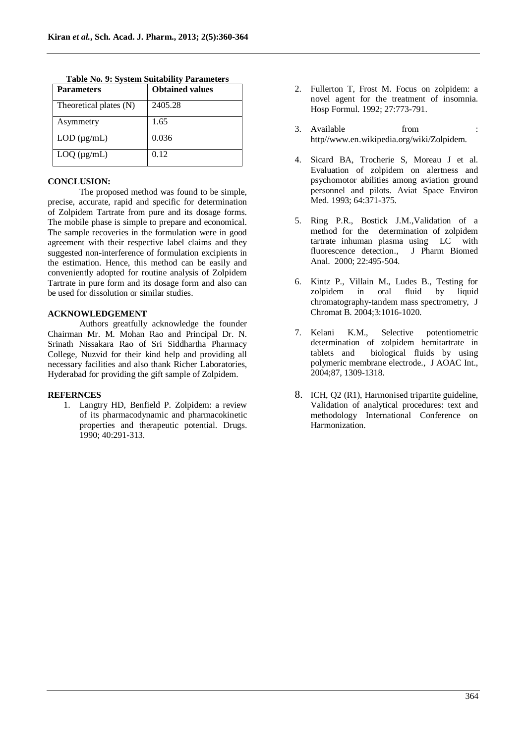**Table No. 9: System Suitability Parameters**

| Parameters | Obtained values |
|---|---|
| Theoretical plates (N) | 2405.28 |
| Asymmetry | 1.65 |
| LOD (μg/mL) | 0.036 |
| LOQ (μg/mL) | 0.12 |

## CONCLUSION:

The proposed method was found to be simple, precise, accurate, rapid and specific for determination of Zolpidem Tartrate from pure and its dosage forms. The mobile phase is simple to prepare and economical. The sample recoveries in the formulation were in good agreement with their respective label claims and they suggested non-interference of formulation excipients in the estimation. Hence, this method can be easily and conveniently adopted for routine analysis of Zolpidem Tartrate in pure form and its dosage form and also can be used for dissolution or similar studies.

## ACKNOWLEDGEMENT

Authors greatfully acknowledge the founder Chairman Mr. M. Mohan Rao and Principal Dr. N. Srinath Nissakara Rao of Sri Siddhartha Pharmacy College, Nuzvid for their kind help and providing all necessary facilities and also thank Richer Laboratories, Hyderabad for providing the gift sample of Zolpidem.

## REFERNCES

1. Langtry HD, Benfield P. Zolpidem: a review of its pharmacodynamic and pharmacokinetic properties and therapeutic potential. Drugs. 1990; 40:291-313.
2. Fullerton T, Frost M. Focus on zolpidem: a novel agent for the treatment of insomnia. Hosp Formul. 1992; 27:773-791.
3. Available from : http//www.en.wikipedia.org/wiki/Zolpidem.
4. Sicard BA, Trocherie S, Moreau J et al. Evaluation of zolpidem on alertness and psychomotor abilities among aviation ground personnel and pilots. Aviat Space Environ Med. 1993; 64:371-375.
5. Ring P.R., Bostick J.M.,Validation of a method for the determination of zolpidem tartrate inhuman plasma using LC with fluorescence detection., J Pharm Biomed Anal. 2000; 22:495-504.
6. Kintz P., Villain M., Ludes B., Testing for zolpidem in oral fluid by liquid chromatography-tandem mass spectrometry, J Chromat B. 2004;3:1016-1020.
7. Kelani K.M., Selective potentiometric determination of zolpidem hemitartrate in tablets and biological fluids by using polymeric membrane electrode., J AOAC Int., 2004;87, 1309-1318.
8. ICH, Q2 (R1), Harmonised tripartite guideline, Validation of analytical procedures: text and methodology International Conference on Harmonization.